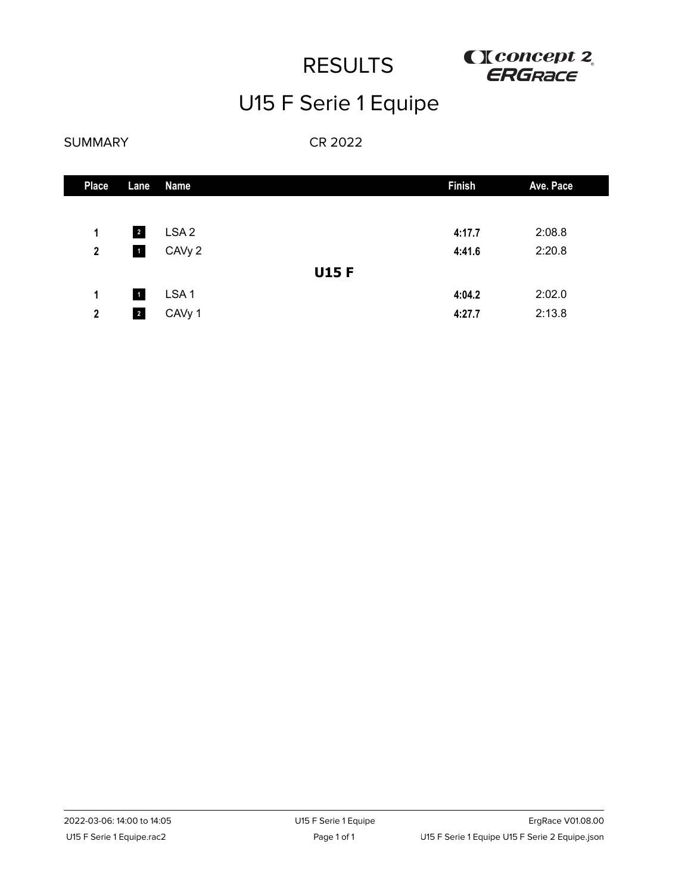# RESULTS

## U15 F Serie 1 Equipe

SUMMARY CR 2022

| Place | Lane | Name | Finish | Ave. Pace |
|---|---|---|---|---|
| 1 | 2 | LSA 2 | **4:17.7** | 2:08.8 |
| 2 | 1 | CAVy 2 | **4:41.6** | 2:20.8 |
| | | **U15 F** | | |
| 1 | 1 | LSA 1 | **4:04.2** | 2:02.0 |
| 2 | 2 | CAVy 1 | **4:27.7** | 2:13.8 |

2022-03-06: 14:00 to 14:05

U15 F Serie 1 Equipe.rac2

ErgRace V01.08.00

U15 F Serie 1 Equipe U15 F Serie 2 Equipe.json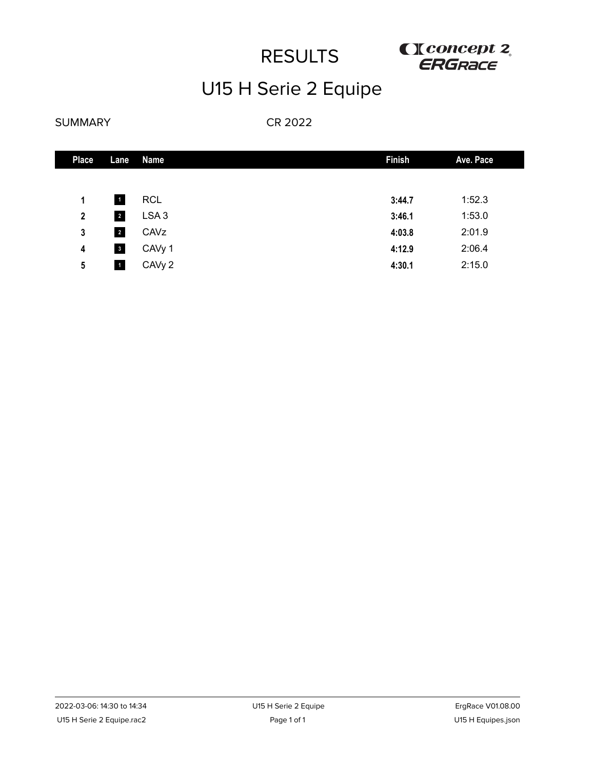# RESULTS

## U15 H Serie 2 Equipe

SUMMARY CR 2022

| Place | Lane | Name | Finish | Ave. Pace |
|---|---|---|---|---|
| 1 | 1 | RCL | 3:44.7 | 1:52.3 |
| 2 | 2 | LSA 3 | 3:46.1 | 1:53.0 |
| 3 | 2 | CAVz | 4:03.8 | 2:01.9 |
| 4 | 3 | CAVy 1 | 4:12.9 | 2:06.4 |
| 5 | 1 | CAVy 2 | 4:30.1 | 2:15.0 |

2022-03-06: 14:30 to 14:34

U15 H Serie 2 Equipe.rac2

ErgRace V01.08.00

U15 H Equipes.json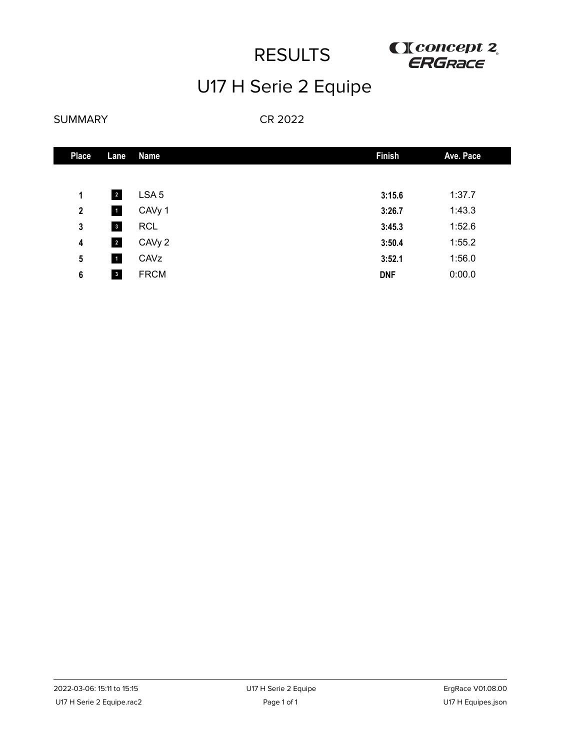# RESULTS

## U17 H Serie 2 Equipe

SUMMARY CR 2022

| Place | Lane | Name | Finish | Ave. Pace |
|---|---|---|---|---|
| 1 | 2 | LSA 5 | **3:15.6** | 1:37.7 |
| 2 | 1 | CAVy 1 | **3:26.7** | 1:43.3 |
| 3 | 3 | RCL | **3:45.3** | 1:52.6 |
| 4 | 2 | CAVy 2 | **3:50.4** | 1:55.2 |
| 5 | 1 | CAVz | **3:52.1** | 1:56.0 |
| 6 | 3 | FRCM | **DNF** | 0:00.0 |

2022-03-06: 15:11 to 15:15 U17 H Serie 2 Equipe ErgRace V01.08.00

U17 H Serie 2 Equipe.rac2 U17 H Equipes.json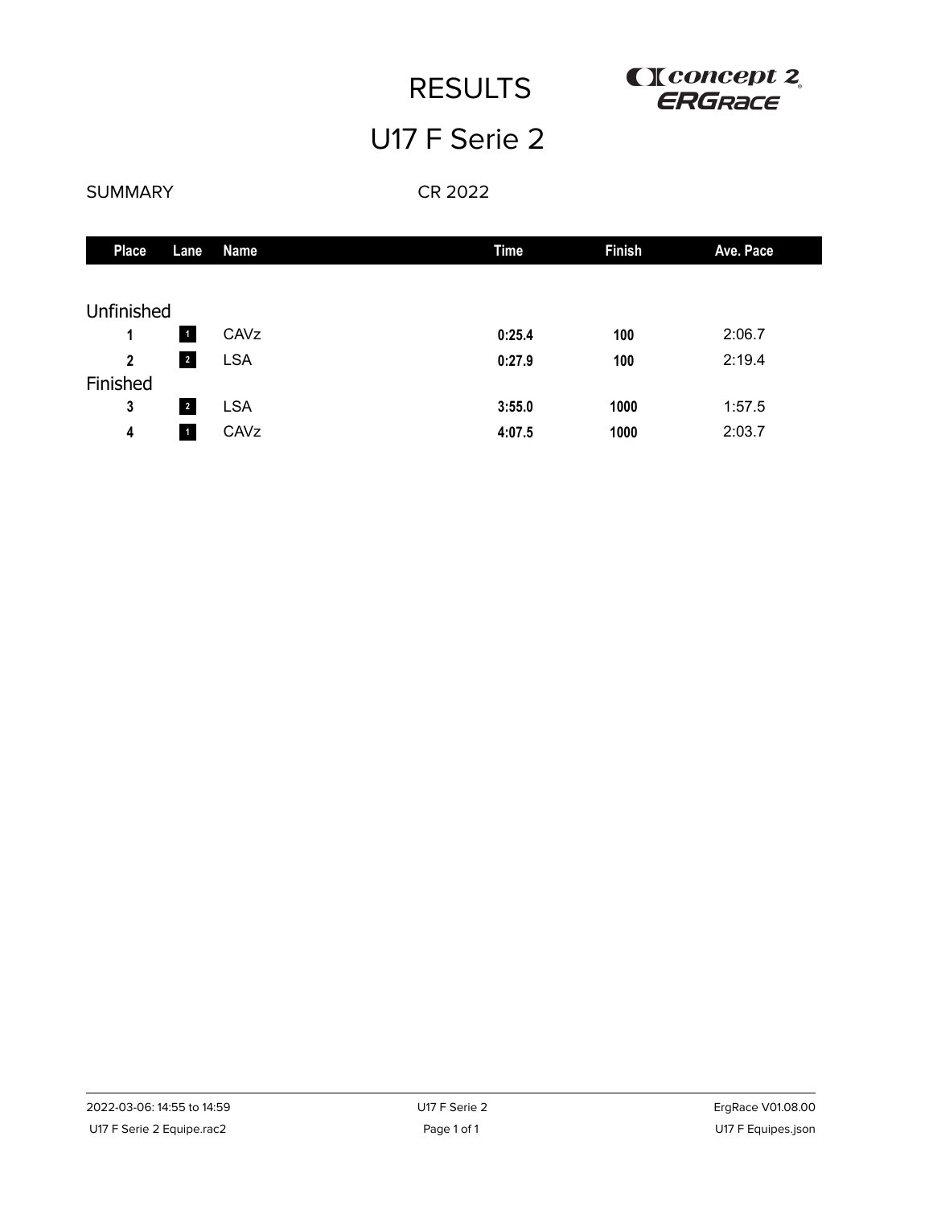# RESULTS

## U17 F Serie 2

SUMMARY CR 2022

| Place | Lane | Name | Time | Finish | Ave. Pace |
|---|---|---|---|---|---|
| Unfinished | | | | | |
| 1 | 1 | CAVz | 0:25.4 | 100 | 2:06.7 |
| 2 | 2 | LSA | 0:27.9 | 100 | 2:19.4 |
| Finished | | | | | |
| 3 | 2 | LSA | 3:55.0 | 1000 | 1:57.5 |
| 4 | 1 | CAVz | 4:07.5 | 1000 | 2:03.7 |

2022-03-06: 14:55 to 14:59 — U17 F Serie 2 — ErgRace V01.08.00

U17 F Serie 2 Equipe.rac2 — U17 F Equipes.json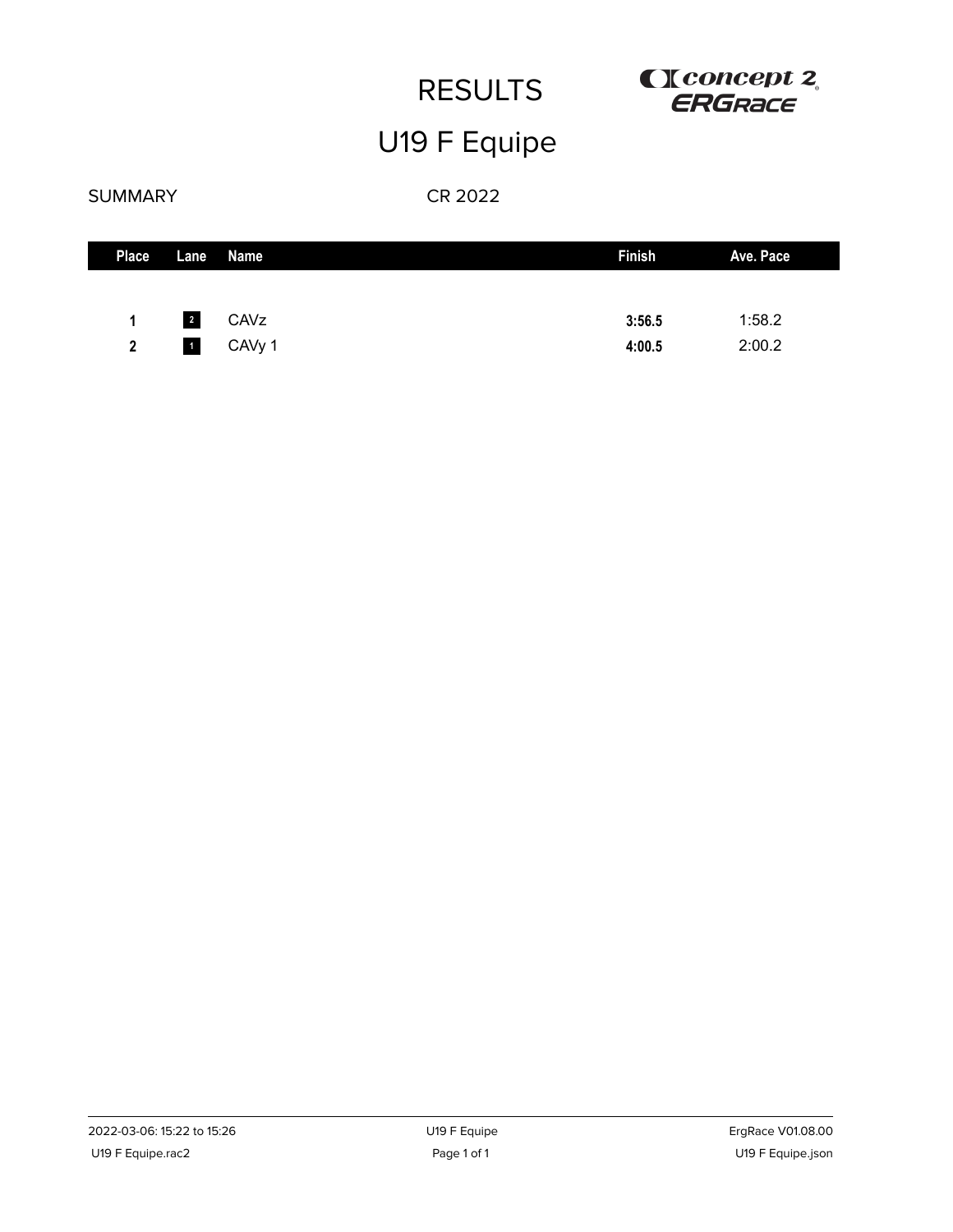# RESULTS

## U19 F Equipe

SUMMARY

CR 2022

| Place | Lane | Name | Finish | Ave. Pace |
|---|---|---|---|---|
| 1 | 2 | CAVz | 3:56.5 | 1:58.2 |
| 2 | 1 | CAVy 1 | 4:00.5 | 2:00.2 |

2022-03-06: 15:22 to 15:26

U19 F Equipe.rac2

ErgRace V01.08.00

U19 F Equipe.json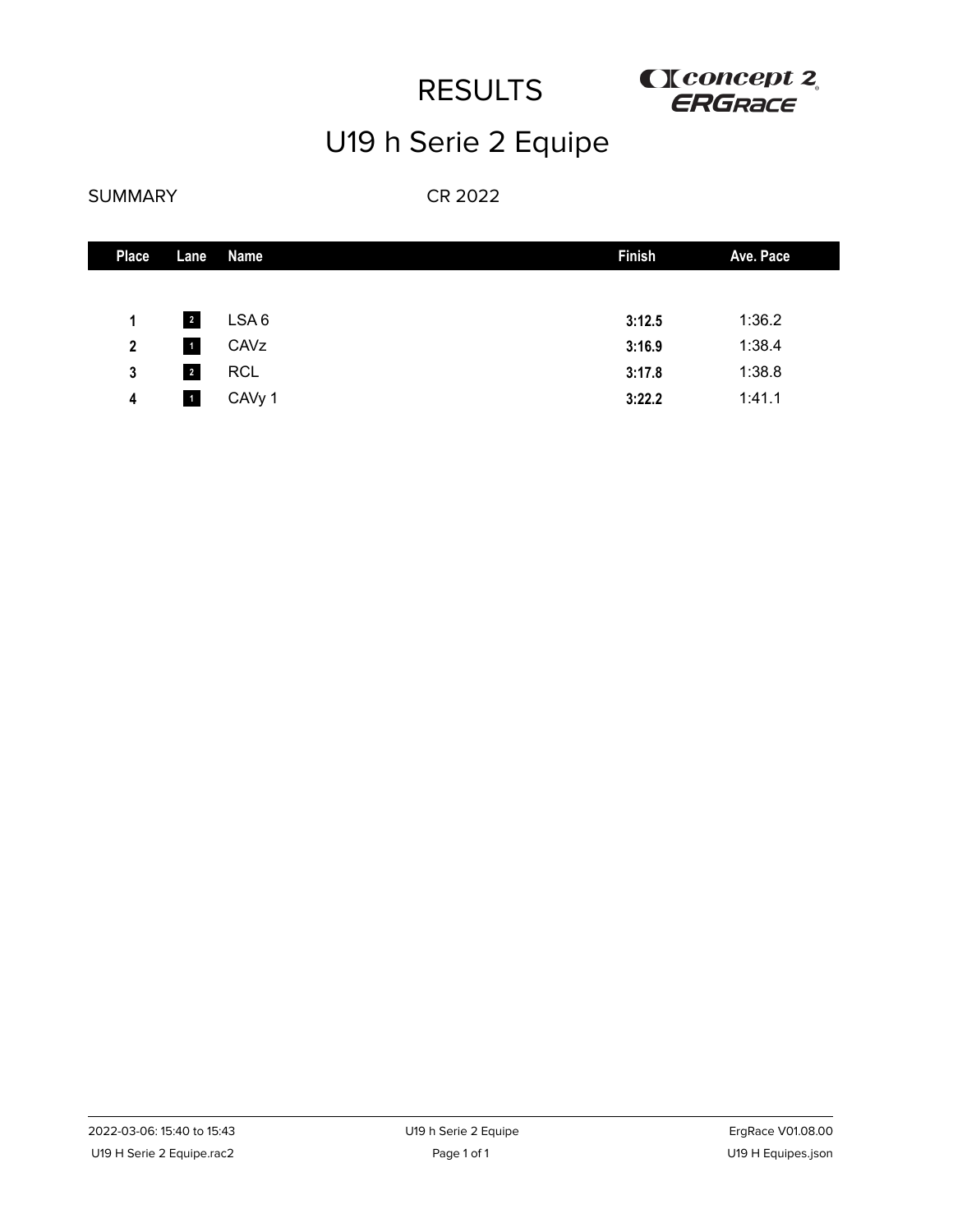# RESULTS

## U19 h Serie 2 Equipe

SUMMARY

CR 2022

| Place | Lane | Name | Finish | Ave. Pace |
|---|---|---|---|---|
| 1 | 2 | LSA 6 | **3:12.5** | 1:36.2 |
| 2 | 1 | CAVz | **3:16.9** | 1:38.4 |
| 3 | 2 | RCL | **3:17.8** | 1:38.8 |
| 4 | 1 | CAVy 1 | **3:22.2** | 1:41.1 |

2022-03-06: 15:40 to 15:43

U19 H Serie 2 Equipe.rac2

ErgRace V01.08.00

U19 H Equipes.json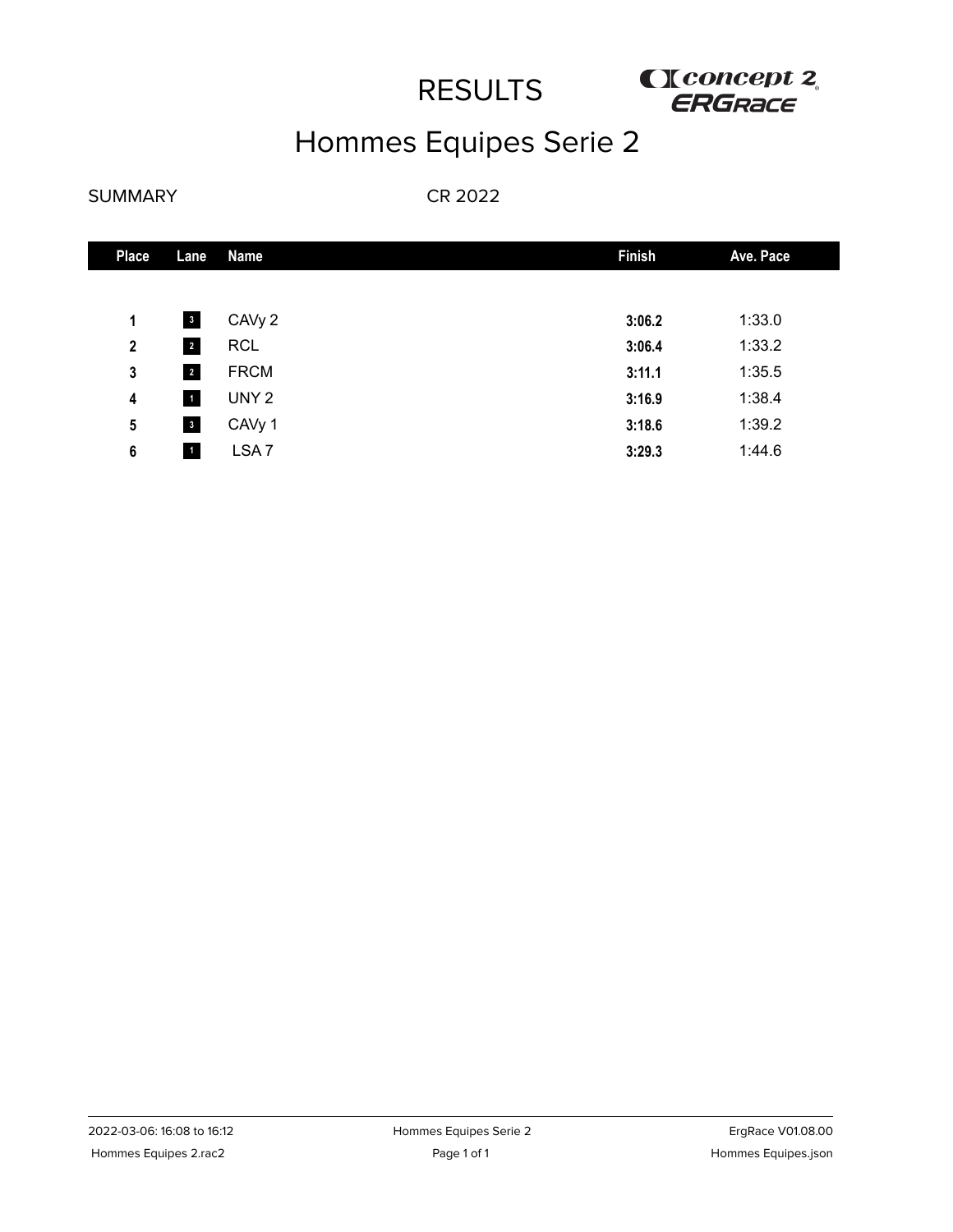# RESULTS

concept 2 ERGRACE

## Hommes Equipes Serie 2

SUMMARY

CR 2022

| Place | Lane | Name | Finish | Ave. Pace |
|---|---|---|---|---|
| 1 | 3 | CAVy 2 | **3:06.2** | 1:33.0 |
| 2 | 2 | RCL | **3:06.4** | 1:33.2 |
| 3 | 2 | FRCM | **3:11.1** | 1:35.5 |
| 4 | 1 | UNY 2 | **3:16.9** | 1:38.4 |
| 5 | 3 | CAVy 1 | **3:18.6** | 1:39.2 |
| 6 | 1 | LSA 7 | **3:29.3** | 1:44.6 |

2022-03-06: 16:08 to 16:12 | Hommes Equipes Serie 2 | ErgRace V01.08.00

Hommes Equipes 2.rac2 | Hommes Equipes.json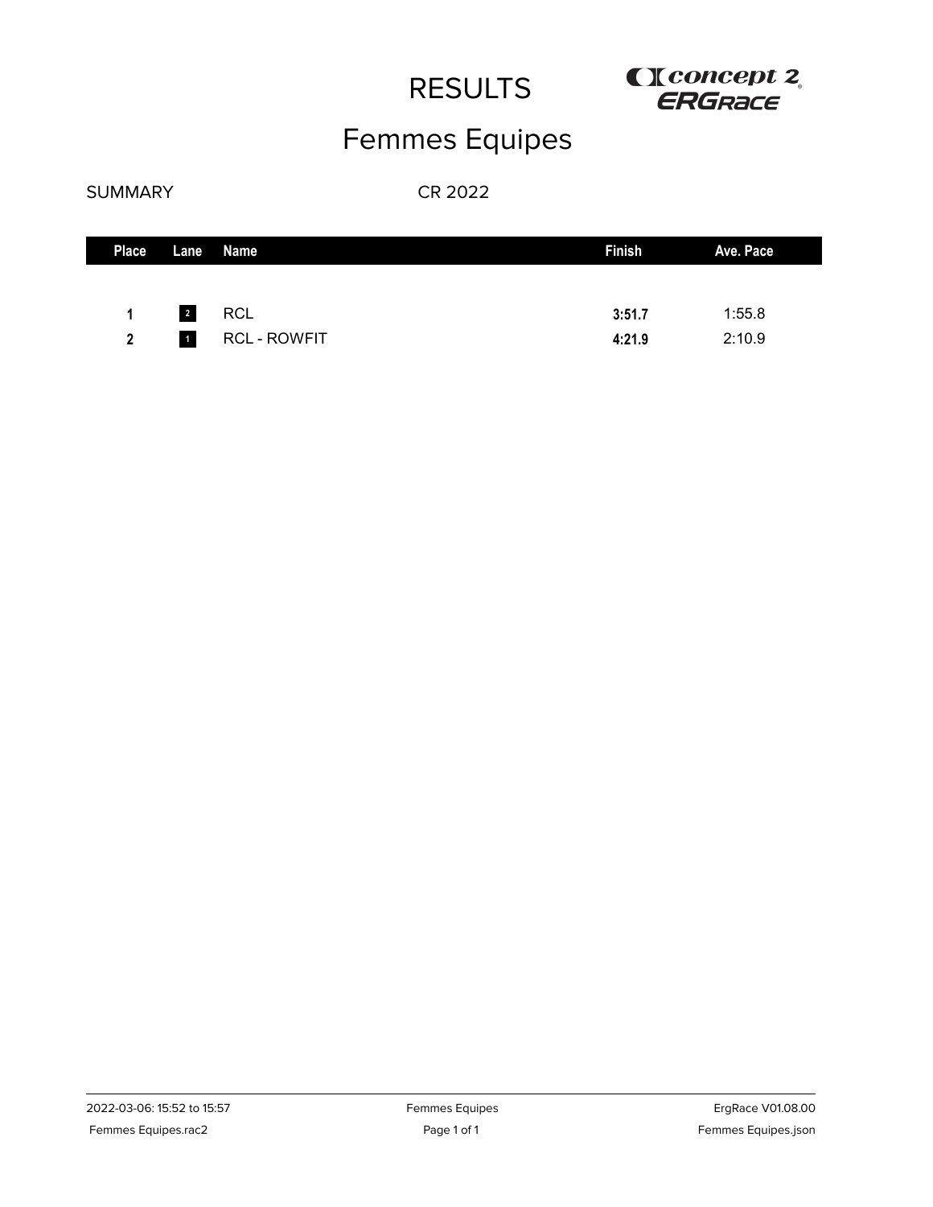# RESULTS

concept 2 ERGRACE

## Femmes Equipes

SUMMARY CR 2022

| Place | Lane | Name | Finish | Ave. Pace |
|---|---|---|---|---|
| 1 | 2 | RCL | **3:51.7** | 1:55.8 |
| 2 | 1 | RCL - ROWFIT | **4:21.9** | 2:10.9 |

2022-03-06: 15:52 to 15:57 | Femmes Equipes | ErgRace V01.08.00

Femmes Equipes.rac2 | Femmes Equipes.json